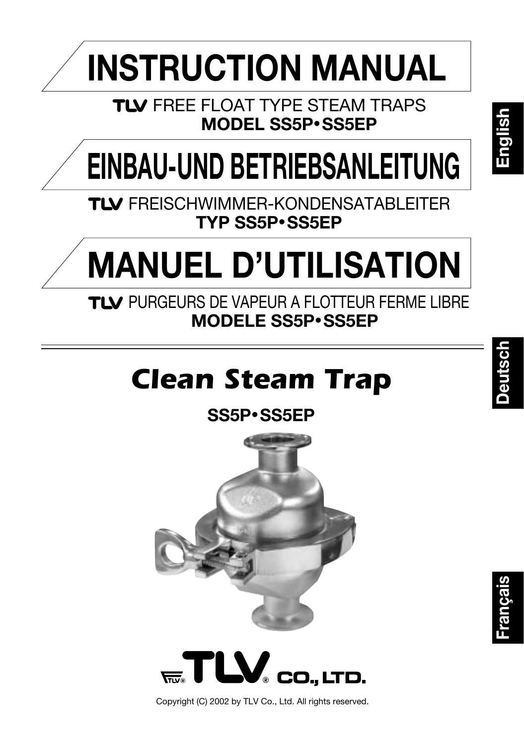# INSTRUCTION MANUAL

TLV FREE FLOAT TYPE STEAM TRAPS
**MODEL SS5P•SS5EP**

# EINBAU-UND BETRIEBSANLEITUNG

TLV FREISCHWIMMER-KONDENSATABLEITER
**TYP SS5P•SS5EP**

# MANUEL D'UTILISATION

TLV PURGEURS DE VAPEUR A FLOTTEUR FERME LIBRE
**MODELE SS5P•SS5EP**

---

## *Clean Steam Trap*

**SS5P•SS5EP**

TLV CO., LTD.

Copyright (C) 2002 by TLV Co., Ltd. All rights reserved.

English

Deutsch

Français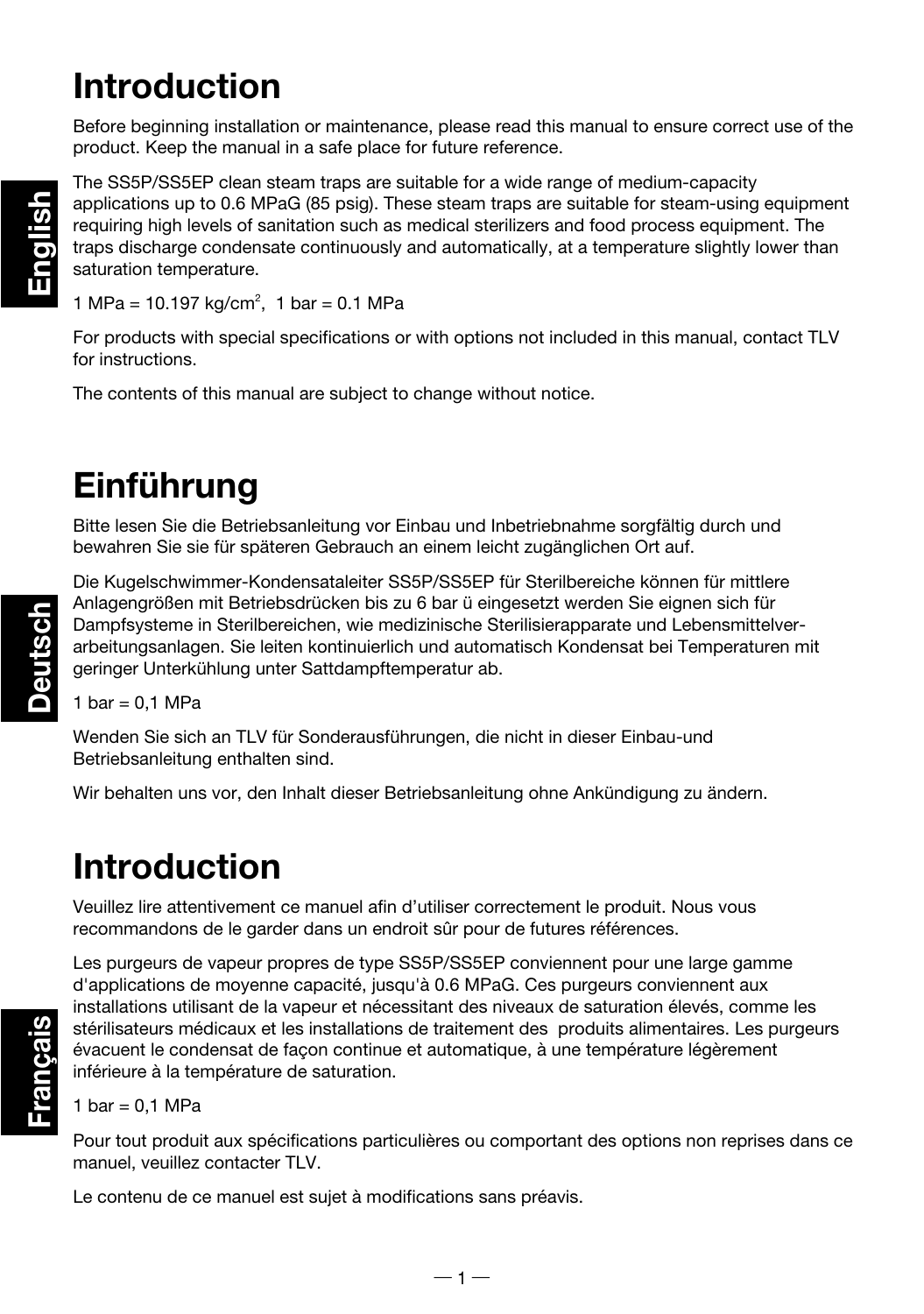# Introduction

Before beginning installation or maintenance, please read this manual to ensure correct use of the product. Keep the manual in a safe place for future reference.

The SS5P/SS5EP clean steam traps are suitable for a wide range of medium-capacity applications up to 0.6 MPaG (85 psig). These steam traps are suitable for steam-using equipment requiring high levels of sanitation such as medical sterilizers and food process equipment. The traps discharge condensate continuously and automatically, at a temperature slightly lower than saturation temperature.

1 MPa = 10.197 kg/cm$^2$, 1 bar = 0.1 MPa

For products with special specifications or with options not included in this manual, contact TLV for instructions.

The contents of this manual are subject to change without notice.

# Einführung

Bitte lesen Sie die Betriebsanleitung vor Einbau und Inbetriebnahme sorgfältig durch und bewahren Sie sie für späteren Gebrauch an einem leicht zugänglichen Ort auf.

Die Kugelschwimmer-Kondensatableiter SS5P/SS5EP für Sterilbereiche können für mittlere Anlagengrößen mit Betriebsdrücken bis zu 6 bar ü eingesetzt werden Sie eignen sich für Dampfsysteme in Sterilbereichen, wie medizinische Sterilisierapparate und Lebensmittelverarbeitungsanlagen. Sie leiten kontinuierlich und automatisch Kondensat bei Temperaturen mit geringer Unterkühlung unter Sattdampftemperatur ab.

1 bar = 0,1 MPa

Wenden Sie sich an TLV für Sonderausführungen, die nicht in dieser Einbau-und Betriebsanleitung enthalten sind.

Wir behalten uns vor, den Inhalt dieser Betriebsanleitung ohne Ankündigung zu ändern.

# Introduction

Veuillez lire attentivement ce manuel afin d'utiliser correctement le produit. Nous vous recommandons de le garder dans un endroit sûr pour de futures références.

Les purgeurs de vapeur propres de type SS5P/SS5EP conviennent pour une large gamme d'applications de moyenne capacité, jusqu'à 0.6 MPaG. Ces purgeurs conviennent aux installations utilisant de la vapeur et nécessitant des niveaux de saturation élevés, comme les stérilisateurs médicaux et les installations de traitement des produits alimentaires. Les purgeurs évacuent le condensat de façon continue et automatique, à une température légèrement inférieure à la température de saturation.

1 bar = 0,1 MPa

Pour tout produit aux spécifications particulières ou comportant des options non reprises dans ce manuel, veuillez contacter TLV.

Le contenu de ce manuel est sujet à modifications sans préavis.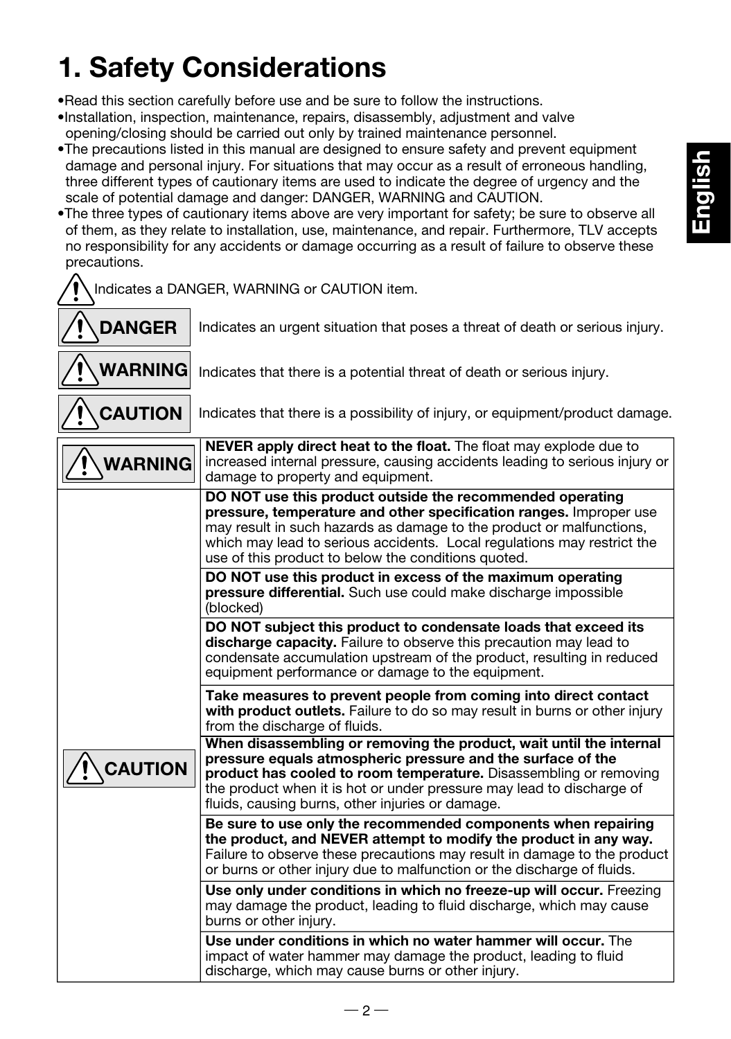# 1. Safety Considerations

- Read this section carefully before use and be sure to follow the instructions.
- Installation, inspection, maintenance, repairs, disassembly, adjustment and valve opening/closing should be carried out only by trained maintenance personnel.
- The precautions listed in this manual are designed to ensure safety and prevent equipment damage and personal injury. For situations that may occur as a result of erroneous handling, three different types of cautionary items are used to indicate the degree of urgency and the scale of potential damage and danger: DANGER, WARNING and CAUTION.
- The three types of cautionary items above are very important for safety; be sure to observe all of them, as they relate to installation, use, maintenance, and repair. Furthermore, TLV accepts no responsibility for any accidents or damage occurring as a result of failure to observe these precautions.

⚠ Indicates a DANGER, WARNING or CAUTION item.

| | |
|---|---|
| ⚠ **DANGER** | Indicates an urgent situation that poses a threat of death or serious injury. |
| ⚠ **WARNING** | Indicates that there is a potential threat of death or serious injury. |
| ⚠ **CAUTION** | Indicates that there is a possibility of injury, or equipment/product damage. |

| | |
|---|---|
| ⚠ **WARNING** | **NEVER apply direct heat to the float.** The float may explode due to increased internal pressure, causing accidents leading to serious injury or damage to property and equipment. |
| ⚠ **CAUTION** | **DO NOT use this product outside the recommended operating pressure, temperature and other specification ranges.** Improper use may result in such hazards as damage to the product or malfunctions, which may lead to serious accidents. Local regulations may restrict the use of this product to below the conditions quoted. |
| | **DO NOT use this product in excess of the maximum operating pressure differential.** Such use could make discharge impossible (blocked) |
| | **DO NOT subject this product to condensate loads that exceed its discharge capacity.** Failure to observe this precaution may lead to condensate accumulation upstream of the product, resulting in reduced equipment performance or damage to the equipment. |
| | **Take measures to prevent people from coming into direct contact with product outlets.** Failure to do so may result in burns or other injury from the discharge of fluids. |
| | **When disassembling or removing the product, wait until the internal pressure equals atmospheric pressure and the surface of the product has cooled to room temperature.** Disassembling or removing the product when it is hot or under pressure may lead to discharge of fluids, causing burns, other injuries or damage. |
| | **Be sure to use only the recommended components when repairing the product, and NEVER attempt to modify the product in any way.** Failure to observe these precautions may result in damage to the product or burns or other injury due to malfunction or the discharge of fluids. |
| | **Use only under conditions in which no freeze-up will occur.** Freezing may damage the product, leading to fluid discharge, which may cause burns or other injury. |
| | **Use under conditions in which no water hammer will occur.** The impact of water hammer may damage the product, leading to fluid discharge, which may cause burns or other injury. |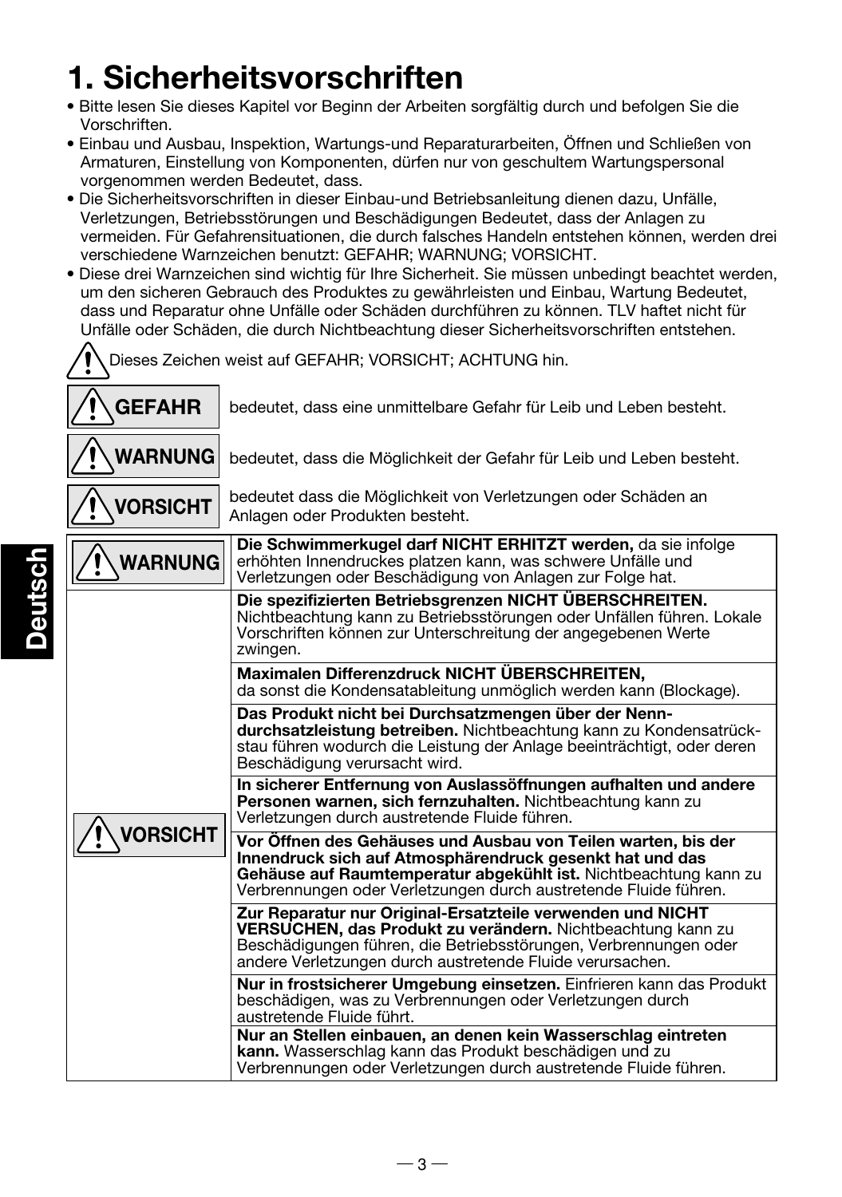# 1. Sicherheitsvorschriften

- Bitte lesen Sie dieses Kapitel vor Beginn der Arbeiten sorgfältig durch und befolgen Sie die Vorschriften.
- Einbau und Ausbau, Inspektion, Wartungs-und Reparaturarbeiten, Öffnen und Schließen von Armaturen, Einstellung von Komponenten, dürfen nur von geschultem Wartungspersonal vorgenommen werden Bedeutet, dass.
- Die Sicherheitsvorschriften in dieser Einbau-und Betriebsanleitung dienen dazu, Unfälle, Verletzungen, Betriebsstörungen und Beschädigungen Bedeutet, dass der Anlagen zu vermeiden. Für Gefahrensituationen, die durch falsches Handeln entstehen können, werden drei verschiedene Warnzeichen benutzt: GEFAHR; WARNUNG; VORSICHT.
- Diese drei Warnzeichen sind wichtig für Ihre Sicherheit. Sie müssen unbedingt beachtet werden, um den sicheren Gebrauch des Produktes zu gewährleisten und Einbau, Wartung Bedeutet, dass und Reparatur ohne Unfälle oder Schäden durchführen zu können. TLV haftet nicht für Unfälle oder Schäden, die durch Nichtbeachtung dieser Sicherheitsvorschriften entstehen.

⚠ Dieses Zeichen weist auf GEFAHR; VORSICHT; ACHTUNG hin.

| | |
|---|---|
| ⚠ **GEFAHR** | bedeutet, dass eine unmittelbare Gefahr für Leib und Leben besteht. |
| ⚠ **WARNUNG** | bedeutet, dass die Möglichkeit der Gefahr für Leib und Leben besteht. |
| ⚠ **VORSICHT** | bedeutet dass die Möglichkeit von Verletzungen oder Schäden an Anlagen oder Produkten besteht. |

| | |
|---|---|
| ⚠ **WARNUNG** | **Die Schwimmerkugel darf NICHT ERHITZT werden,** da sie infolge erhöhten Innendruckes platzen kann, was schwere Unfälle und Verletzungen oder Beschädigung von Anlagen zur Folge hat. |
| ⚠ **VORSICHT** | **Die spezifizierten Betriebsgrenzen NICHT ÜBERSCHREITEN.** Nichtbeachtung kann zu Betriebsstörungen oder Unfällen führen. Lokale Vorschriften können zur Unterschreitung der angegebenen Werte zwingen. |
| | **Maximalen Differenzdruck NICHT ÜBERSCHREITEN,** da sonst die Kondensatableitung unmöglich werden kann (Blockage). |
| | **Das Produkt nicht bei Durchsatzmengen über der Nenn-durchsatzleistung betreiben.** Nichtbeachtung kann zu Kondensatrück-stau führen wodurch die Leistung der Anlage beeinträchtigt, oder deren Beschädigung verursacht wird. |
| | **In sicherer Entfernung von Auslassöffnungen aufhalten und andere Personen warnen, sich fernzuhalten.** Nichtbeachtung kann zu Verletzungen durch austretende Fluide führen. |
| | **Vor Öffnen des Gehäuses und Ausbau von Teilen warten, bis der Innendruck sich auf Atmosphärendruck gesenkt hat und das Gehäuse auf Raumtemperatur abgekühlt ist.** Nichtbeachtung kann zu Verbrennungen oder Verletzungen durch austretende Fluide führen. |
| | **Zur Reparatur nur Original-Ersatzteile verwenden und NICHT VERSUCHEN, das Produkt zu verändern.** Nichtbeachtung kann zu Beschädigungen führen, die Betriebsstörungen, Verbrennungen oder andere Verletzungen durch austretende Fluide verursachen. |
| | **Nur in frostsicherer Umgebung einsetzen.** Einfrieren kann das Produkt beschädigen, was zu Verbrennungen oder Verletzungen durch austretende Fluide führt. |
| | **Nur an Stellen einbauen, an denen kein Wasserschlag eintreten kann.** Wasserschlag kann das Produkt beschädigen und zu Verbrennungen oder Verletzungen durch austretende Fluide führen. |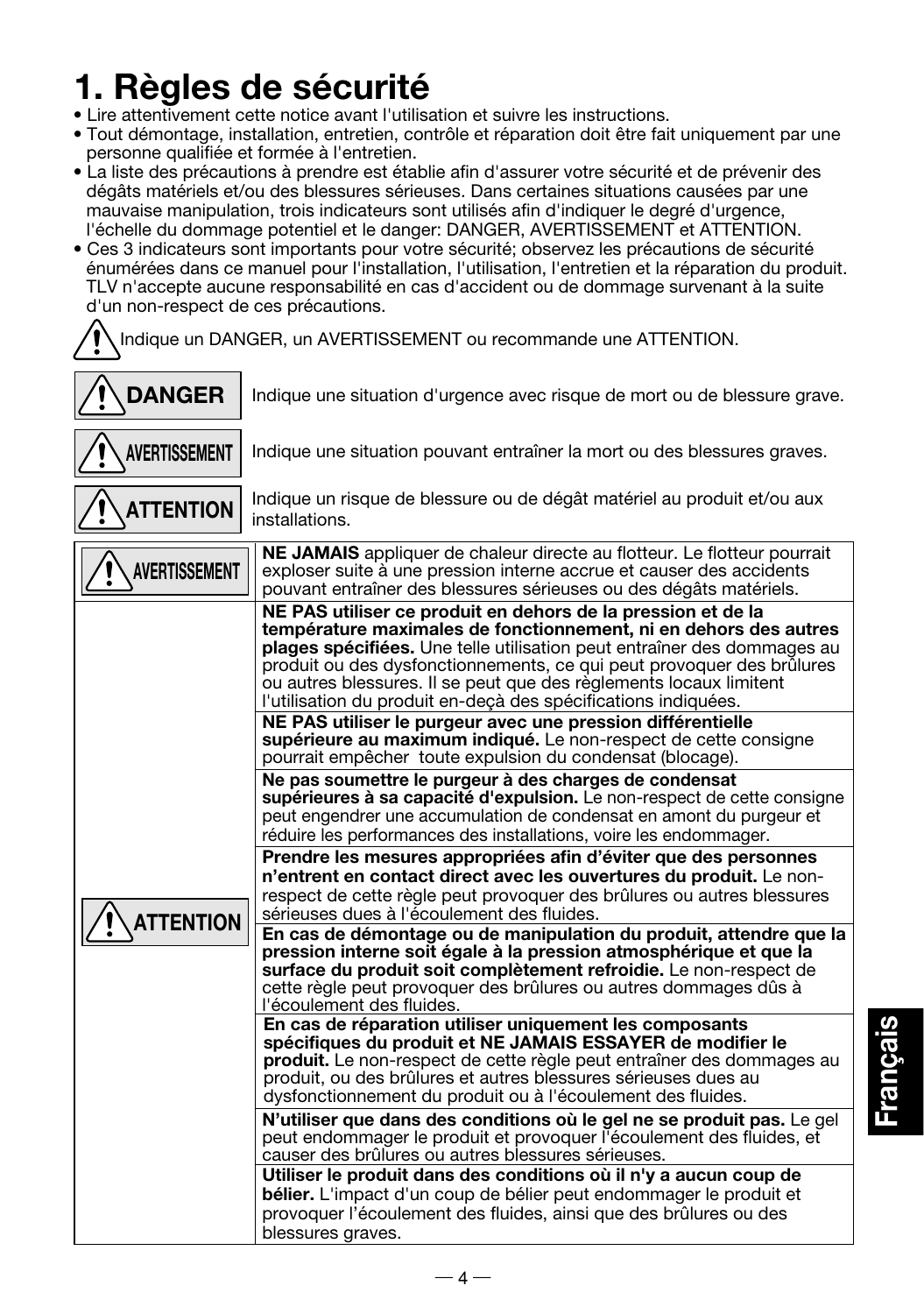# 1. Règles de sécurité

- Lire attentivement cette notice avant l'utilisation et suivre les instructions.
- Tout démontage, installation, entretien, contrôle et réparation doit être fait uniquement par une personne qualifiée et formée à l'entretien.
- La liste des précautions à prendre est établie afin d'assurer votre sécurité et de prévenir des dégâts matériels et/ou des blessures sérieuses. Dans certaines situations causées par une mauvaise manipulation, trois indicateurs sont utilisés afin d'indiquer le degré d'urgence, l'échelle du dommage potentiel et le danger: DANGER, AVERTISSEMENT et ATTENTION.
- Ces 3 indicateurs sont importants pour votre sécurité; observez les précautions de sécurité énumérées dans ce manuel pour l'installation, l'utilisation, l'entretien et la réparation du produit. TLV n'accepte aucune responsabilité en cas d'accident ou de dommage survenant à la suite d'un non-respect de ces précautions.

⚠ Indique un DANGER, un AVERTISSEMENT ou recommande une ATTENTION.

| | |
|---|---|
| ⚠ **DANGER** | Indique une situation d'urgence avec risque de mort ou de blessure grave. |
| ⚠ **AVERTISSEMENT** | Indique une situation pouvant entraîner la mort ou des blessures graves. |
| ⚠ **ATTENTION** | Indique un risque de blessure ou de dégât matériel au produit et/ou aux installations. |

| | |
|---|---|
| ⚠ **AVERTISSEMENT** | **NE JAMAIS** appliquer de chaleur directe au flotteur. Le flotteur pourrait exploser suite à une pression interne accrue et causer des accidents pouvant entraîner des blessures sérieuses ou des dégâts matériels. |
| ⚠ **ATTENTION** | **NE PAS utiliser ce produit en dehors de la pression et de la température maximales de fonctionnement, ni en dehors des autres plages spécifiées.** Une telle utilisation peut entraîner des dommages au produit ou des dysfonctionnements, ce qui peut provoquer des brûlures ou autres blessures. Il se peut que des règlements locaux limitent l'utilisation du produit en-deçà des spécifications indiquées. |
| | **NE PAS utiliser le purgeur avec une pression différentielle supérieure au maximum indiqué.** Le non-respect de cette consigne pourrait empêcher toute expulsion du condensat (blocage). |
| | **Ne pas soumettre le purgeur à des charges de condensat supérieures à sa capacité d'expulsion.** Le non-respect de cette consigne peut engendrer une accumulation de condensat en amont du purgeur et réduire les performances des installations, voire les endommager. |
| | **Prendre les mesures appropriées afin d'éviter que des personnes n'entrent en contact direct avec les ouvertures du produit.** Le non-respect de cette règle peut provoquer des brûlures ou autres blessures sérieuses dues à l'écoulement des fluides. |
| | **En cas de démontage ou de manipulation du produit, attendre que la pression interne soit égale à la pression atmosphérique et que la surface du produit soit complètement refroidie.** Le non-respect de cette règle peut provoquer des brûlures ou autres dommages dûs à l'écoulement des fluides. |
| | **En cas de réparation utiliser uniquement les composants spécifiques du produit et NE JAMAIS ESSAYER de modifier le produit.** Le non-respect de cette règle peut entraîner des dommages au produit, ou des brûlures et autres blessures sérieuses dues au dysfonctionnement du produit ou à l'écoulement des fluides. |
| | **N'utiliser que dans des conditions où le gel ne se produit pas.** Le gel peut endommager le produit et provoquer l'écoulement des fluides, et causer des brûlures ou autres blessures sérieuses. |
| | **Utiliser le produit dans des conditions où il n'y a aucun coup de bélier.** L'impact d'un coup de bélier peut endommager le produit et provoquer l'écoulement des fluides, ainsi que des brûlures ou des blessures graves. |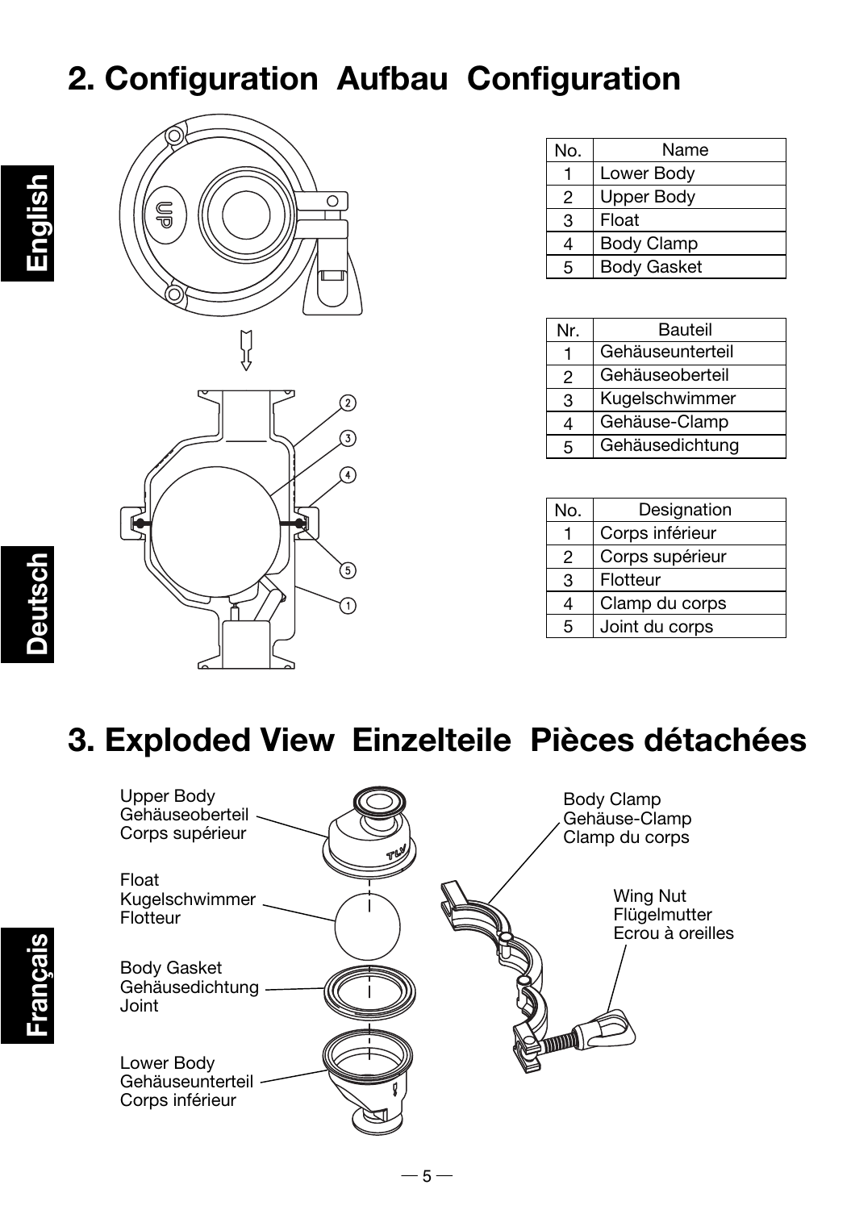## 2. Configuration Aufbau Configuration

| No. | Name |
|---|---|
| 1 | Lower Body |
| 2 | Upper Body |
| 3 | Float |
| 4 | Body Clamp |
| 5 | Body Gasket |

| Nr. | Bauteil |
|---|---|
| 1 | Gehäuseunterteil |
| 2 | Gehäuseoberteil |
| 3 | Kugelschwimmer |
| 4 | Gehäuse-Clamp |
| 5 | Gehäusedichtung |

| No. | Designation |
|---|---|
| 1 | Corps inférieur |
| 2 | Corps supérieur |
| 3 | Flotteur |
| 4 | Clamp du corps |
| 5 | Joint du corps |

## 3. Exploded View Einzelteile Pièces détachées

Upper Body
Gehäuseoberteil
Corps supérieur

Float
Kugelschwimmer
Flotteur

Body Gasket
Gehäusedichtung
Joint

Lower Body
Gehäuseunterteil
Corps inférieur

Body Clamp
Gehäuse-Clamp
Clamp du corps

Wing Nut
Flügelmutter
Ecrou à oreilles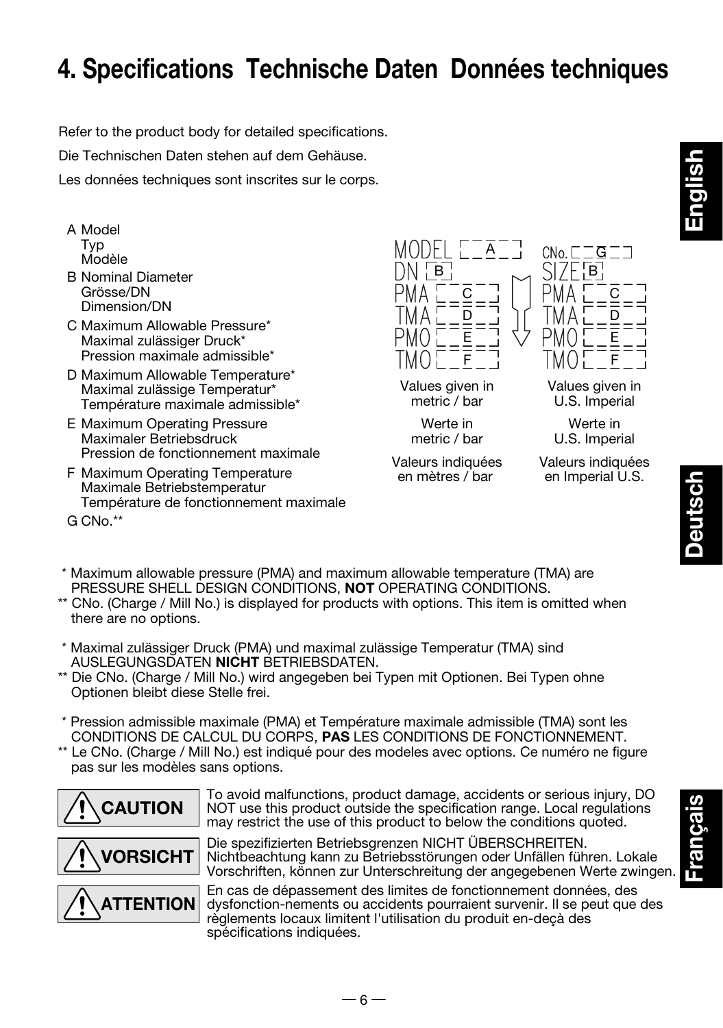# 4. Specifications Technische Daten Données techniques

Refer to the product body for detailed specifications.

Die Technischen Daten stehen auf dem Gehäuse.

Les données techniques sont inscrites sur le corps.

- A Model
  Typ
  Modèle
- B Nominal Diameter
  Grösse/DN
  Dimension/DN
- C Maximum Allowable Pressure*
  Maximal zulässiger Druck*
  Pression maximale admissible*
- D Maximum Allowable Temperature*
  Maximal zulässige Temperatur*
  Température maximale admissible*
- E Maximum Operating Pressure
  Maximaler Betriebsdruck
  Pression de fonctionnement maximale
- F Maximum Operating Temperature
  Maximale Betriebstemperatur
  Température de fonctionnement maximale
- G CNo.**

| | |
|---|---|
| MODEL [A] | CNo. [G] |
| DN [B] | SIZE [B] |
| PMA [C] | PMA [C] |
| TMA [D] | TMA [D] |
| PMO [E] | PMO [E] |
| TMO [F] | TMO [F] |
| Values given in metric / bar | Values given in U.S. Imperial |
| Werte in metric / bar | Werte in U.S. Imperial |
| Valeurs indiquées en mètres / bar | Valeurs indiquées en Imperial U.S. |

\* Maximum allowable pressure (PMA) and maximum allowable temperature (TMA) are PRESSURE SHELL DESIGN CONDITIONS, **NOT** OPERATING CONDITIONS.

\*\* CNo. (Charge / Mill No.) is displayed for products with options. This item is omitted when there are no options.

\* Maximal zulässiger Druck (PMA) und maximal zulässige Temperatur (TMA) sind AUSLEGUNGSDATEN **NICHT** BETRIEBSDATEN.

\*\* Die CNo. (Charge / Mill No.) wird angegeben bei Typen mit Optionen. Bei Typen ohne Optionen bleibt diese Stelle frei.

\* Pression admissible maximale (PMA) et Température maximale admissible (TMA) sont les CONDITIONS DE CALCUL DU CORPS, **PAS** LES CONDITIONS DE FONCTIONNEMENT.

\*\* Le CNo. (Charge / Mill No.) est indiqué pour des modeles avec options. Ce numéro ne figure pas sur les modèles sans options.

**CAUTION** To avoid malfunctions, product damage, accidents or serious injury, DO NOT use this product outside the specification range. Local regulations may restrict the use of this product to below the conditions quoted.

**VORSICHT** Die spezifizierten Betriebsgrenzen NICHT ÜBERSCHREITEN. Nichtbeachtung kann zu Betriebsstörungen oder Unfällen führen. Lokale Vorschriften, können zur Unterschreitung der angegebenen Werte zwingen.

**ATTENTION** En cas de dépassement des limites de fonctionnement données, des dysfonction-nements ou accidents pourraient survenir. Il se peut que des règlements locaux limitent l'utilisation du produit en-deçà des spécifications indiquées.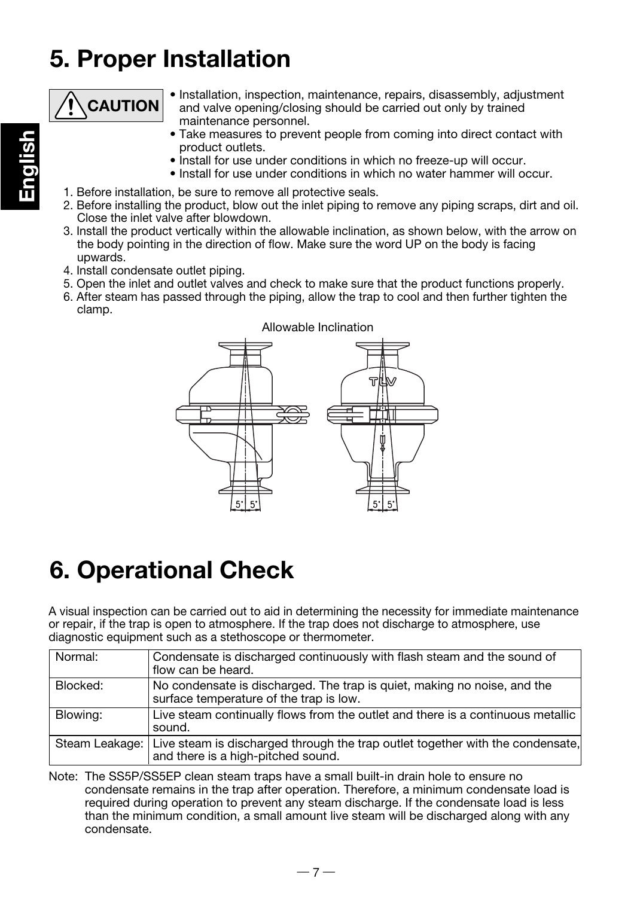# 5. Proper Installation

**CAUTION**

- Installation, inspection, maintenance, repairs, disassembly, adjustment and valve opening/closing should be carried out only by trained maintenance personnel.
- Take measures to prevent people from coming into direct contact with product outlets.
- Install for use under conditions in which no freeze-up will occur.
- Install for use under conditions in which no water hammer will occur.

1. Before installation, be sure to remove all protective seals.
2. Before installing the product, blow out the inlet piping to remove any piping scraps, dirt and oil. Close the inlet valve after blowdown.
3. Install the product vertically within the allowable inclination, as shown below, with the arrow on the body pointing in the direction of flow. Make sure the word UP on the body is facing upwards.
4. Install condensate outlet piping.
5. Open the inlet and outlet valves and check to make sure that the product functions properly.
6. After steam has passed through the piping, allow the trap to cool and then further tighten the clamp.

Allowable Inclination

5° 5° 5° 5°

# 6. Operational Check

A visual inspection can be carried out to aid in determining the necessity for immediate maintenance or repair, if the trap is open to atmosphere. If the trap does not discharge to atmosphere, use diagnostic equipment such as a stethoscope or thermometer.

| | |
|---|---|
| Normal: | Condensate is discharged continuously with flash steam and the sound of flow can be heard. |
| Blocked: | No condensate is discharged. The trap is quiet, making no noise, and the surface temperature of the trap is low. |
| Blowing: | Live steam continually flows from the outlet and there is a continuous metallic sound. |
| Steam Leakage: | Live steam is discharged through the trap outlet together with the condensate, and there is a high-pitched sound. |

Note: The SS5P/SS5EP clean steam traps have a small built-in drain hole to ensure no condensate remains in the trap after operation. Therefore, a minimum condensate load is required during operation to prevent any steam discharge. If the condensate load is less than the minimum condition, a small amount live steam will be discharged along with any condensate.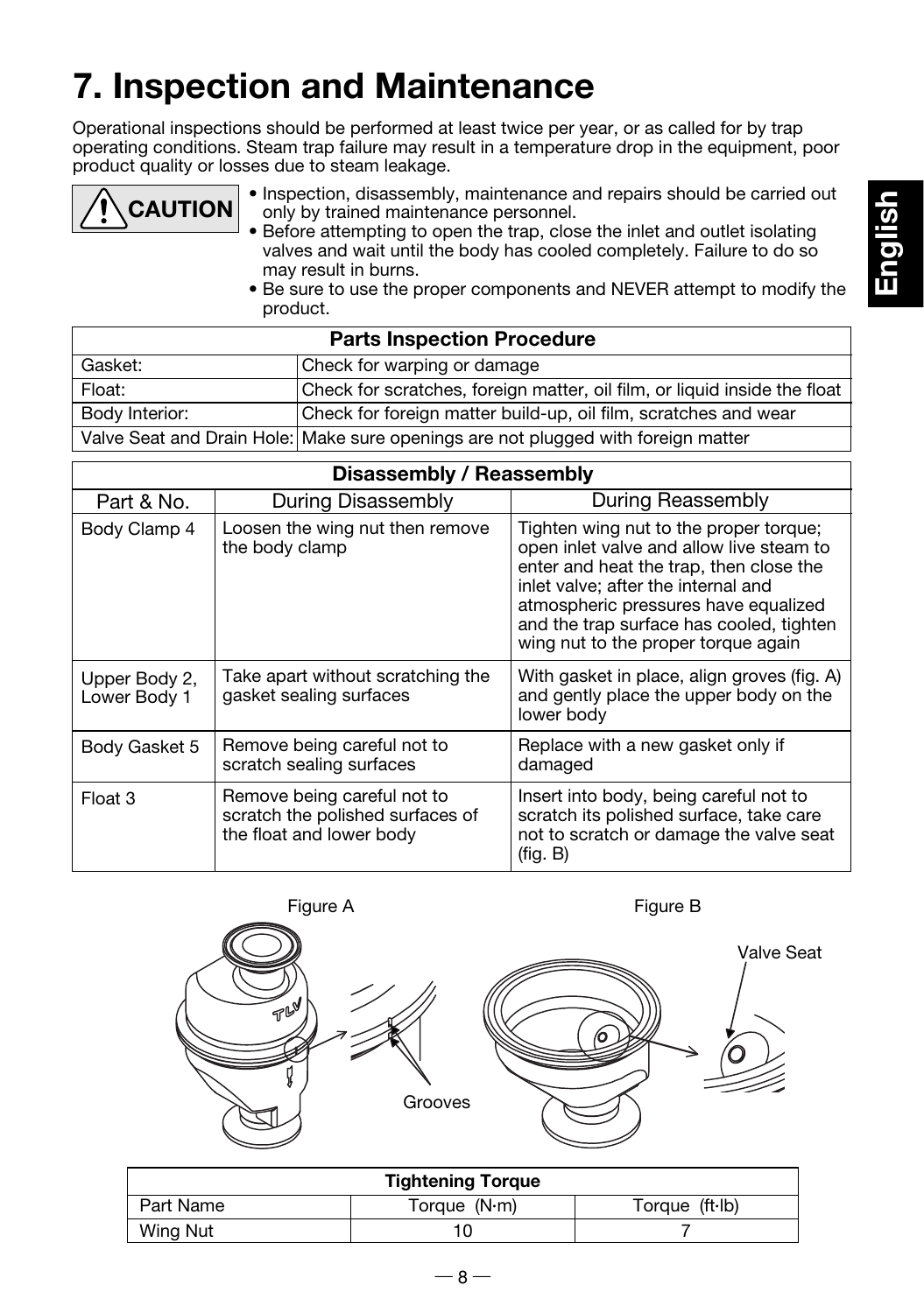# 7. Inspection and Maintenance

Operational inspections should be performed at least twice per year, or as called for by trap operating conditions. Steam trap failure may result in a temperature drop in the equipment, poor product quality or losses due to steam leakage.

**CAUTION**

- Inspection, disassembly, maintenance and repairs should be carried out only by trained maintenance personnel.
- Before attempting to open the trap, close the inlet and outlet isolating valves and wait until the body has cooled completely. Failure to do so may result in burns.
- Be sure to use the proper components and NEVER attempt to modify the product.

| Parts Inspection Procedure | |
|---|---|
| Gasket: | Check for warping or damage |
| Float: | Check for scratches, foreign matter, oil film, or liquid inside the float |
| Body Interior: | Check for foreign matter build-up, oil film, scratches and wear |
| Valve Seat and Drain Hole: | Make sure openings are not plugged with foreign matter |

| Disassembly / Reassembly | | |
|---|---|---|
| Part & No. | During Disassembly | During Reassembly |
| Body Clamp 4 | Loosen the wing nut then remove the body clamp | Tighten wing nut to the proper torque; open inlet valve and allow live steam to enter and heat the trap, then close the inlet valve; after the internal and atmospheric pressures have equalized and the trap surface has cooled, tighten wing nut to the proper torque again |
| Upper Body 2, Lower Body 1 | Take apart without scratching the gasket sealing surfaces | With gasket in place, align groves (fig. A) and gently place the upper body on the lower body |
| Body Gasket 5 | Remove being careful not to scratch sealing surfaces | Replace with a new gasket only if damaged |
| Float 3 | Remove being careful not to scratch the polished surfaces of the float and lower body | Insert into body, being careful not to scratch its polished surface, take care not to scratch or damage the valve seat (fig. B) |

Figure A

Grooves

Figure B

Valve Seat

| Tightening Torque | | |
|---|---|---|
| Part Name | Torque (N·m) | Torque (ft·lb) |
| Wing Nut | 10 | 7 |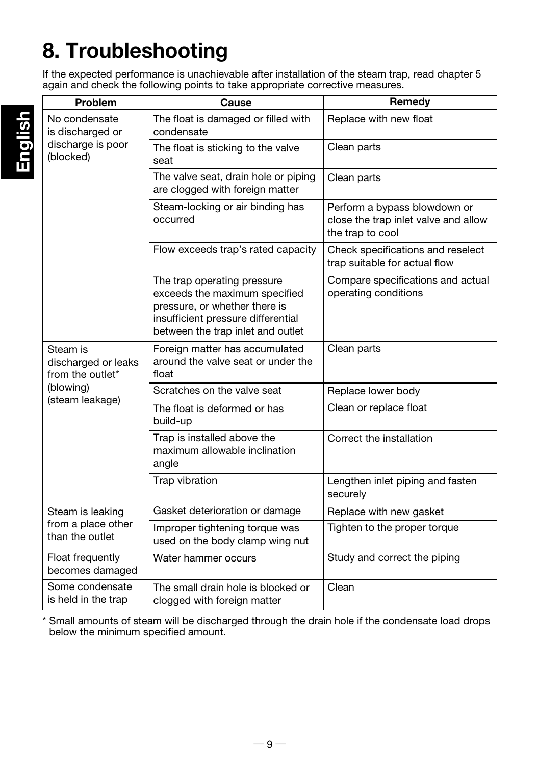# 8. Troubleshooting

If the expected performance is unachievable after installation of the steam trap, read chapter 5 again and check the following points to take appropriate corrective measures.

| Problem | Cause | Remedy |
|---|---|---|
| No condensate is discharged or discharge is poor (blocked) | The float is damaged or filled with condensate | Replace with new float |
| | The float is sticking to the valve seat | Clean parts |
| | The valve seat, drain hole or piping are clogged with foreign matter | Clean parts |
| | Steam-locking or air binding has occurred | Perform a bypass blowdown or close the trap inlet valve and allow the trap to cool |
| | Flow exceeds trap's rated capacity | Check specifications and reselect trap suitable for actual flow |
| | The trap operating pressure exceeds the maximum specified pressure, or whether there is insufficient pressure differential between the trap inlet and outlet | Compare specifications and actual operating conditions |
| Steam is discharged or leaks from the outlet* (blowing) (steam leakage) | Foreign matter has accumulated around the valve seat or under the float | Clean parts |
| | Scratches on the valve seat | Replace lower body |
| | The float is deformed or has build-up | Clean or replace float |
| | Trap is installed above the maximum allowable inclination angle | Correct the installation |
| | Trap vibration | Lengthen inlet piping and fasten securely |
| Steam is leaking from a place other than the outlet | Gasket deterioration or damage | Replace with new gasket |
| | Improper tightening torque was used on the body clamp wing nut | Tighten to the proper torque |
| Float frequently becomes damaged | Water hammer occurs | Study and correct the piping |
| Some condensate is held in the trap | The small drain hole is blocked or clogged with foreign matter | Clean |

\* Small amounts of steam will be discharged through the drain hole if the condensate load drops below the minimum specified amount.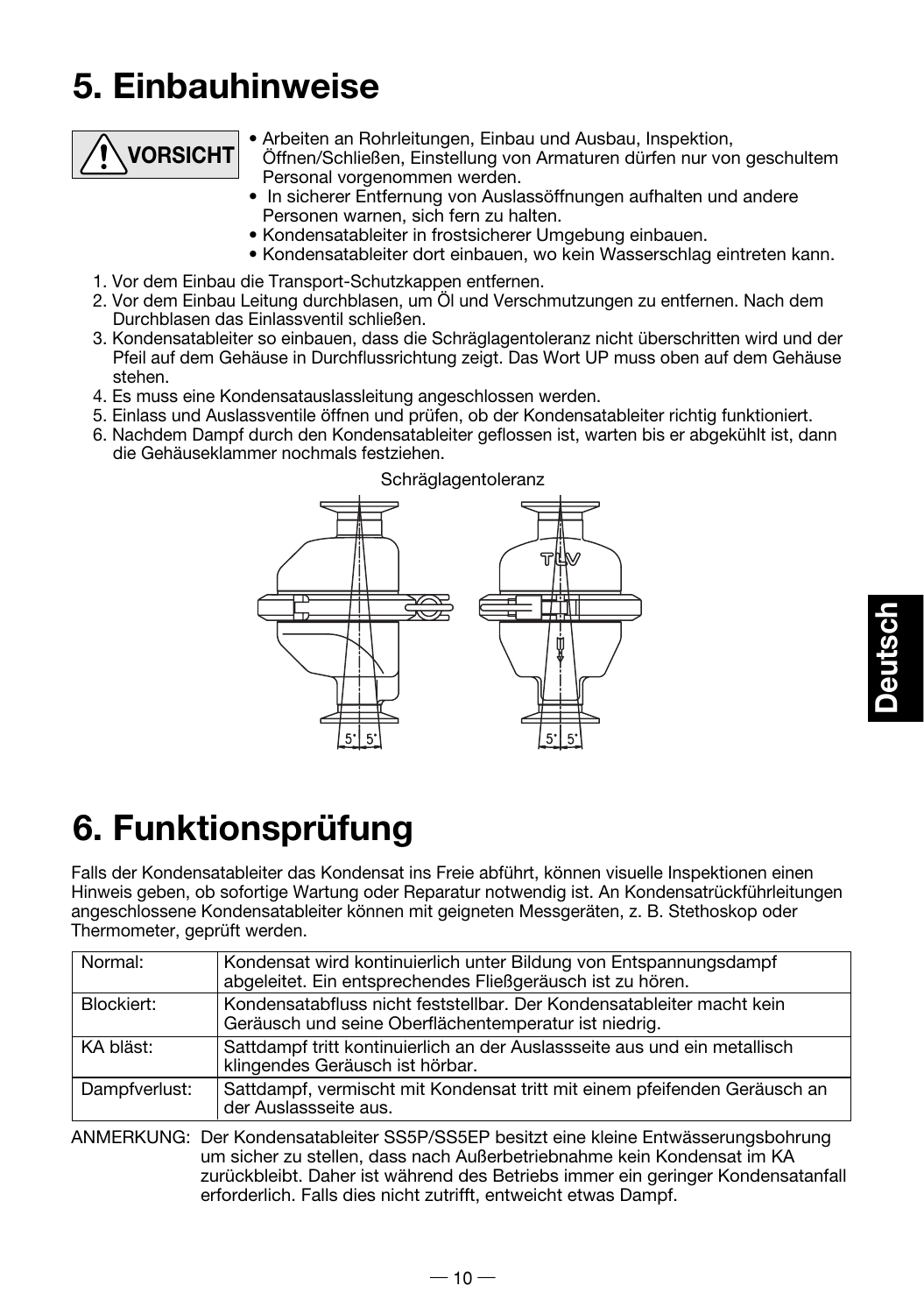# 5. Einbauhinweise

**⚠ VORSICHT**

- Arbeiten an Rohrleitungen, Einbau und Ausbau, Inspektion, Öffnen/Schließen, Einstellung von Armaturen dürfen nur von geschultem Personal vorgenommen werden.
- In sicherer Entfernung von Auslassöffnungen aufhalten und andere Personen warnen, sich fern zu halten.
- Kondensatableiter in frostsicherer Umgebung einbauen.
- Kondensatableiter dort einbauen, wo kein Wasserschlag eintreten kann.

1. Vor dem Einbau die Transport-Schutzkappen entfernen.
2. Vor dem Einbau Leitung durchblasen, um Öl und Verschmutzungen zu entfernen. Nach dem Durchblasen das Einlassventil schließen.
3. Kondensatableiter so einbauen, dass die Schräglagentoleranz nicht überschritten wird und der Pfeil auf dem Gehäuse in Durchflussrichtung zeigt. Das Wort UP muss oben auf dem Gehäuse stehen.
4. Es muss eine Kondensatauslassleitung angeschlossen werden.
5. Einlass und Auslassventile öffnen und prüfen, ob der Kondensatableiter richtig funktioniert.
6. Nachdem Dampf durch den Kondensatableiter geflossen ist, warten bis er abgekühlt ist, dann die Gehäuseklammer nochmals festziehen.

Schräglagentoleranz

5° 5° 5° 5°

# 6. Funktionsprüfung

Falls der Kondensatableiter das Kondensat ins Freie abführt, können visuelle Inspektionen einen Hinweis geben, ob sofortige Wartung oder Reparatur notwendig ist. An Kondensatrückführleitungen angeschlossene Kondensatableiter können mit geigneten Messgeräten, z. B. Stethoskop oder Thermometer, geprüft werden.

| | |
|---|---|
| Normal: | Kondensat wird kontinuierlich unter Bildung von Entspannungsdampf abgeleitet. Ein entsprechendes Fließgeräusch ist zu hören. |
| Blockiert: | Kondensatabfluss nicht feststellbar. Der Kondensatableiter macht kein Geräusch und seine Oberflächentemperatur ist niedrig. |
| KA bläst: | Sattdampf tritt kontinuierlich an der Auslassseite aus und ein metallisch klingendes Geräusch ist hörbar. |
| Dampfverlust: | Sattdampf, vermischt mit Kondensat tritt mit einem pfeifenden Geräusch an der Auslassseite aus. |

ANMERKUNG: Der Kondensatableiter SS5P/SS5EP besitzt eine kleine Entwässerungsbohrung um sicher zu stellen, dass nach Außerbetriebnahme kein Kondensat im KA zurückbleibt. Daher ist während des Betriebs immer ein geringer Kondensatanfall erforderlich. Falls dies nicht zutrifft, entweicht etwas Dampf.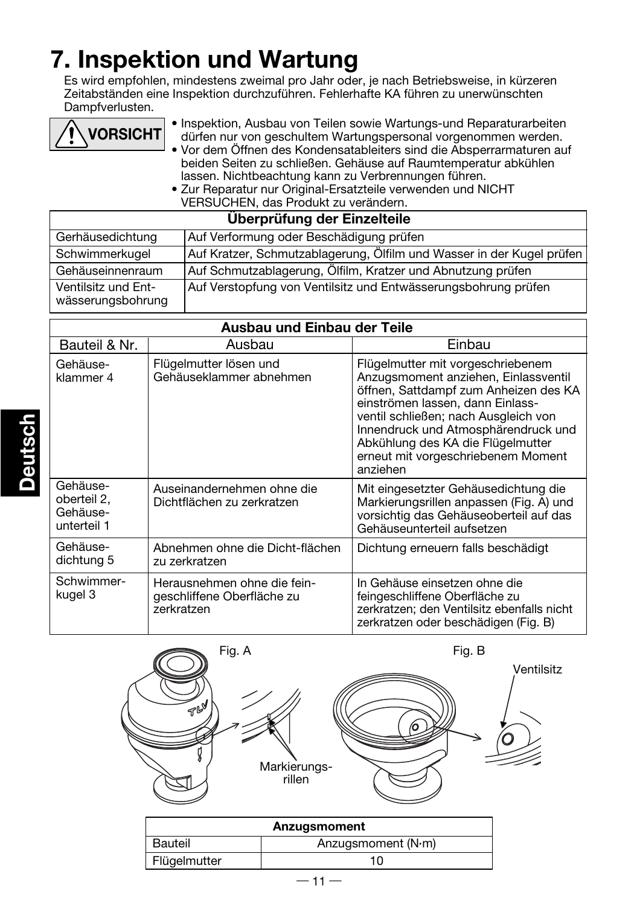# 7. Inspektion und Wartung

Es wird empfohlen, mindestens zweimal pro Jahr oder, je nach Betriebsweise, in kürzeren Zeitabständen eine Inspektion durchzuführen. Fehlerhafte KA führen zu unerwünschten Dampfverlusten.

**VORSICHT**

- Inspektion, Ausbau von Teilen sowie Wartungs-und Reparaturarbeiten dürfen nur von geschultem Wartungspersonal vorgenommen werden.
- Vor dem Öffnen des Kondensatableiters sind die Absperrarmaturen auf beiden Seiten zu schließen. Gehäuse auf Raumtemperatur abkühlen lassen. Nichtbeachtung kann zu Verbrennungen führen.
- Zur Reparatur nur Original-Ersatzteile verwenden und NICHT VERSUCHEN, das Produkt zu verändern.

| Überprüfung der Einzelteile | |
|---|---|
| Gerhäusedichtung | Auf Verformung oder Beschädigung prüfen |
| Schwimmerkugel | Auf Kratzer, Schmutzablagerung, Ölfilm und Wasser in der Kugel prüfen |
| Gehäuseinnenraum | Auf Schmutzablagerung, Ölfilm, Kratzer und Abnutzung prüfen |
| Ventilsitz und Entwässerungsbohrung | Auf Verstopfung von Ventilsitz und Entwässerungsbohrung prüfen |

| Ausbau und Einbau der Teile | | |
|---|---|---|
| Bauteil & Nr. | Ausbau | Einbau |
| Gehäuseklammer 4 | Flügelmutter lösen und Gehäuseklammer abnehmen | Flügelmutter mit vorgeschriebenem Anzugsmoment anziehen, Einlassventil öffnen, Sattdampf zum Anheizen des KA einströmen lassen, dann Einlassventil schließen; nach Ausgleich von Innendruck und Atmosphärendruck und Abkühlung des KA die Flügelmutter erneut mit vorgeschriebenem Moment anziehen |
| Gehäuseoberteil 2, Gehäuseunterteil 1 | Auseinandernehmen ohne die Dichtflächen zu zerkratzen | Mit eingesetzter Gehäusedichtung die Markierungsrillen anpassen (Fig. A) und vorsichtig das Gehäuseoberteil auf das Gehäuseunterteil aufsetzen |
| Gehäusedichtung 5 | Abnehmen ohne die Dicht-flächen zu zerkratzen | Dichtung erneuern falls beschädigt |
| Schwimmerkugel 3 | Herausnehmen ohne die feingeschliffene Oberfläche zu zerkratzen | In Gehäuse einsetzen ohne die feingeschliffene Oberfläche zu zerkratzen; den Ventilsitz ebenfalls nicht zerkratzen oder beschädigen (Fig. B) |

Fig. A — Markierungsrillen

Fig. B — Ventilsitz

| Anzugsmoment | |
|---|---|
| Bauteil | Anzugsmoment (N·m) |
| Flügelmutter | 10 |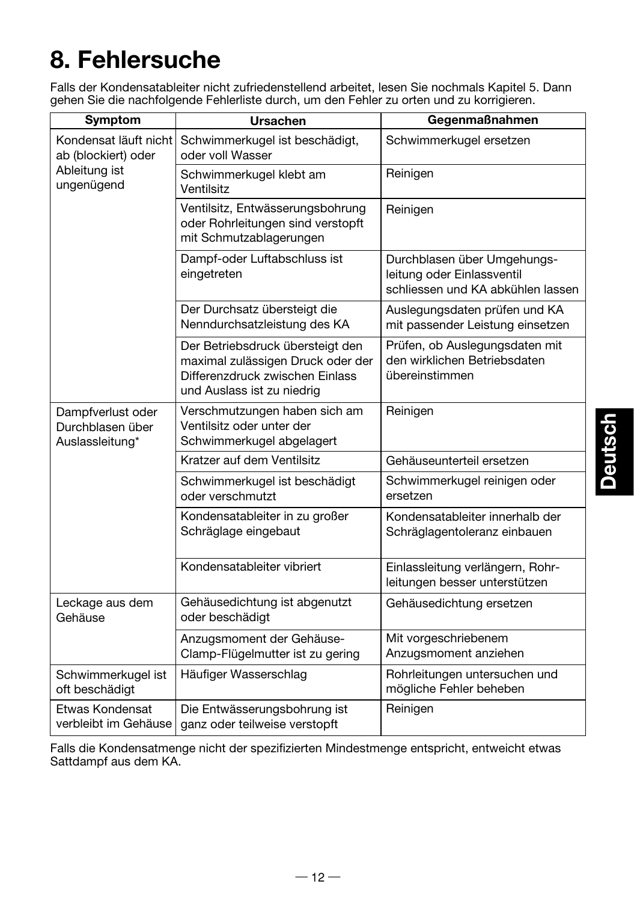# 8. Fehlersuche

Falls der Kondensatableiter nicht zufriedenstellend arbeitet, lesen Sie nochmals Kapitel 5. Dann gehen Sie die nachfolgende Fehlerliste durch, um den Fehler zu orten und zu korrigieren.

| Symptom | Ursachen | Gegenmaßnahmen |
|---|---|---|
| Kondensat läuft nicht ab (blockiert) oder Ableitung ist ungenügend | Schwimmerkugel ist beschädigt, oder voll Wasser | Schwimmerkugel ersetzen |
| | Schwimmerkugel klebt am Ventilsitz | Reinigen |
| | Ventilsitz, Entwässerungsbohrung oder Rohrleitungen sind verstopft mit Schmutzablagerungen | Reinigen |
| | Dampf-oder Luftabschluss ist eingetreten | Durchblasen über Umgehungs-leitung oder Einlassventil schliessen und KA abkühlen lassen |
| | Der Durchsatz übersteigt die Nenndurchsatzleistung des KA | Auslegungsdaten prüfen und KA mit passender Leistung einsetzen |
| | Der Betriebsdruck übersteigt den maximal zulässigen Druck oder der Differenzdruck zwischen Einlass und Auslass ist zu niedrig | Prüfen, ob Auslegungsdaten mit den wirklichen Betriebsdaten übereinstimmen |
| Dampfverlust oder Durchblasen über Auslassleitung* | Verschmutzungen haben sich am Ventilsitz oder unter der Schwimmerkugel abgelagert | Reinigen |
| | Kratzer auf dem Ventilsitz | Gehäuseunterteil ersetzen |
| | Schwimmerkugel ist beschädigt oder verschmutzt | Schwimmerkugel reinigen oder ersetzen |
| | Kondensatableiter in zu großer Schräglage eingebaut | Kondensatableiter innerhalb der Schräglagentoleranz einbauen |
| | Kondensatableiter vibriert | Einlassleitung verlängern, Rohr-leitungen besser unterstützen |
| Leckage aus dem Gehäuse | Gehäusedichtung ist abgenutzt oder beschädigt | Gehäusedichtung ersetzen |
| | Anzugsmoment der Gehäuse-Clamp-Flügelmutter ist zu gering | Mit vorgeschriebenem Anzugsmoment anziehen |
| Schwimmerkugel ist oft beschädigt | Häufiger Wasserschlag | Rohrleitungen untersuchen und mögliche Fehler beheben |
| Etwas Kondensat verbleibt im Gehäuse | Die Entwässerungsbohrung ist ganz oder teilweise verstopft | Reinigen |

Falls die Kondensatmenge nicht der spezifizierten Mindestmenge entspricht, entweicht etwas Sattdampf aus dem KA.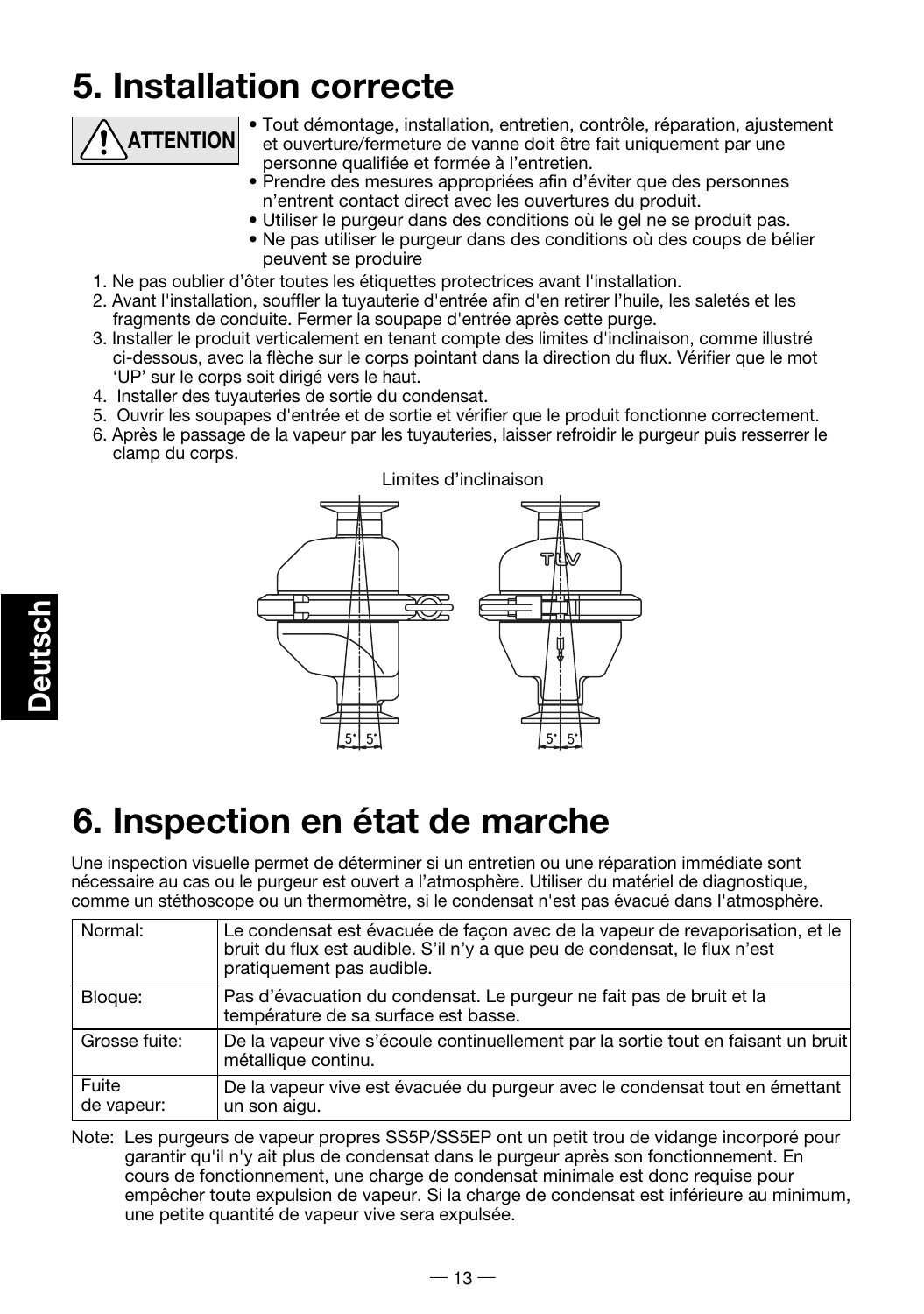# 5. Installation correcte

**ATTENTION**

- Tout démontage, installation, entretien, contrôle, réparation, ajustement et ouverture/fermeture de vanne doit être fait uniquement par une personne qualifiée et formée à l'entretien.
- Prendre des mesures appropriées afin d'éviter que des personnes n'entrent contact direct avec les ouvertures du produit.
- Utiliser le purgeur dans des conditions où le gel ne se produit pas.
- Ne pas utiliser le purgeur dans des conditions où des coups de bélier peuvent se produire

1. Ne pas oublier d'ôter toutes les étiquettes protectrices avant l'installation.
2. Avant l'installation, souffler la tuyauterie d'entrée afin d'en retirer l'huile, les saletés et les fragments de conduite. Fermer la soupape d'entrée après cette purge.
3. Installer le produit verticalement en tenant compte des limites d'inclinaison, comme illustré ci-dessous, avec la flèche sur le corps pointant dans la direction du flux. Vérifier que le mot 'UP' sur le corps soit dirigé vers le haut.
4. Installer des tuyauteries de sortie du condensat.
5. Ouvrir les soupapes d'entrée et de sortie et vérifier que le produit fonctionne correctement.
6. Après le passage de la vapeur par les tuyauteries, laisser refroidir le purgeur puis resserrer le clamp du corps.

Limites d'inclinaison

5° 5° 5° 5°

# 6. Inspection en état de marche

Une inspection visuelle permet de déterminer si un entretien ou une réparation immédiate sont nécessaire au cas ou le purgeur est ouvert a l'atmosphère. Utiliser du matériel de diagnostique, comme un stéthoscope ou un thermomètre, si le condensat n'est pas évacué dans l'atmosphère.

| | |
|---|---|
| Normal: | Le condensat est évacuée de façon avec de la vapeur de revaporisation, et le bruit du flux est audible. S'il n'y a que peu de condensat, le flux n'est pratiquement pas audible. |
| Bloque: | Pas d'évacuation du condensat. Le purgeur ne fait pas de bruit et la température de sa surface est basse. |
| Grosse fuite: | De la vapeur vive s'écoule continuellement par la sortie tout en faisant un bruit métallique continu. |
| Fuite de vapeur: | De la vapeur vive est évacuée du purgeur avec le condensat tout en émettant un son aigu. |

Note: Les purgeurs de vapeur propres SS5P/SS5EP ont un petit trou de vidange incorporé pour garantir qu'il n'y ait plus de condensat dans le purgeur après son fonctionnement. En cours de fonctionnement, une charge de condensat minimale est donc requise pour empêcher toute expulsion de vapeur. Si la charge de condensat est inférieure au minimum, une petite quantité de vapeur vive sera expulsée.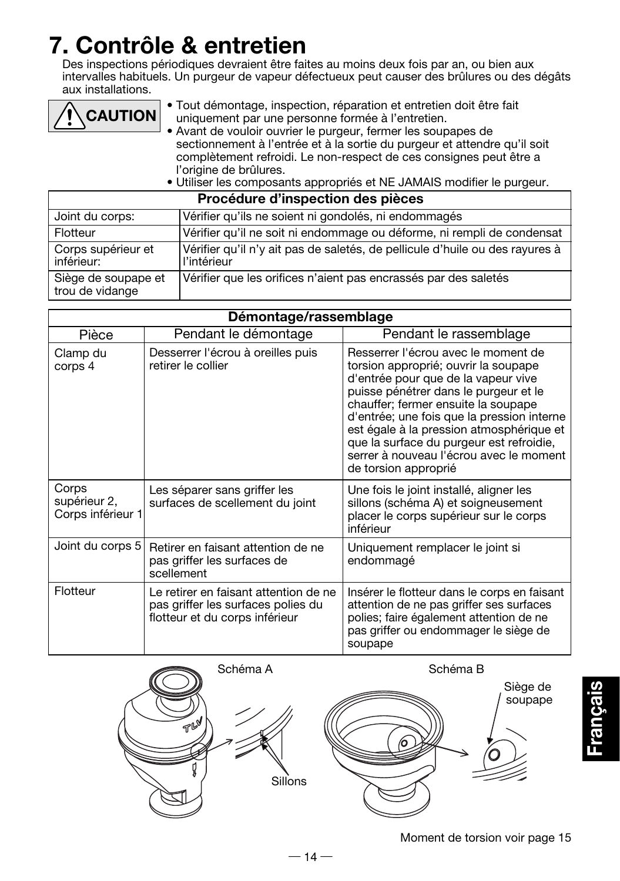# 7. Contrôle & entretien

Des inspections périodiques devraient être faites au moins deux fois par an, ou bien aux intervalles habituels. Un purgeur de vapeur défectueux peut causer des brûlures ou des dégâts aux installations.

**CAUTION**

- Tout démontage, inspection, réparation et entretien doit être fait uniquement par une personne formée à l'entretien.
- Avant de vouloir ouvrier le purgeur, fermer les soupapes de sectionnement à l'entrée et à la sortie du purgeur et attendre qu'il soit complètement refroidi. Le non-respect de ces consignes peut être a l'origine de brûlures.
- Utiliser les composants appropriés et NE JAMAIS modifier le purgeur.

| Procédure d'inspection des pièces | |
|---|---|
| Joint du corps: | Vérifier qu'ils ne soient ni gondolés, ni endommagés |
| Flotteur | Vérifier qu'il ne soit ni endommage ou déforme, ni rempli de condensat |
| Corps supérieur et inférieur: | Vérifier qu'il n'y ait pas de saletés, de pellicule d'huile ou des rayures à l'intérieur |
| Siège de soupape et trou de vidange | Vérifier que les orifices n'aient pas encrassés par des saletés |

| Démontage/rassemblage | | |
|---|---|---|
| Pièce | Pendant le démontage | Pendant le rassemblage |
| Clamp du corps 4 | Desserrer l'écrou à oreilles puis retirer le collier | Resserrer l'écrou avec le moment de torsion approprié; ouvrir la soupape d'entrée pour que de la vapeur vive puisse pénétrer dans le purgeur et le chauffer; fermer ensuite la soupape d'entrée; une fois que la pression interne est égale à la pression atmosphérique et que la surface du purgeur est refroidie, serrer à nouveau l'écrou avec le moment de torsion approprié |
| Corps supérieur 2, Corps inférieur 1 | Les séparer sans griffer les surfaces de scellement du joint | Une fois le joint installé, aligner les sillons (schéma A) et soigneusement placer le corps supérieur sur le corps inférieur |
| Joint du corps 5 | Retirer en faisant attention de ne pas griffer les surfaces de scellement | Uniquement remplacer le joint si endommagé |
| Flotteur | Le retirer en faisant attention de ne pas griffer les surfaces polies du flotteur et du corps inférieur | Insérer le flotteur dans le corps en faisant attention de ne pas griffer ses surfaces polies; faire également attention de ne pas griffer ou endommager le siège de soupape |

Schéma A

Sillons

Schéma B

Siège de soupape

Moment de torsion voir page 15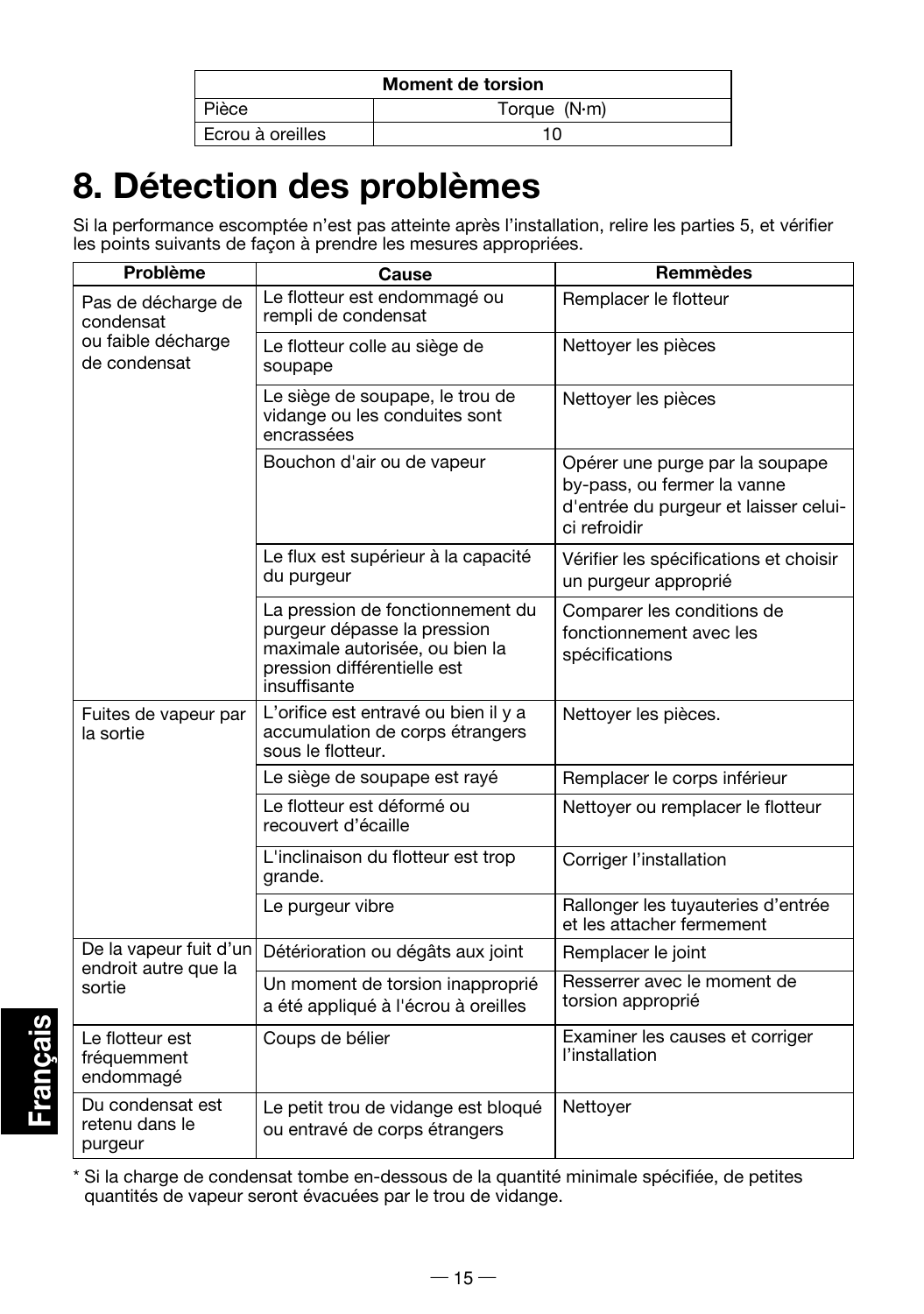| Moment de torsion | |
|---|---|
| Pièce | Torque (N·m) |
| Ecrou à oreilles | 10 |

# 8. Détection des problèmes

Si la performance escomptée n'est pas atteinte après l'installation, relire les parties 5, et vérifier les points suivants de façon à prendre les mesures appropriées.

| Problème | Cause | Remmèdes |
|---|---|---|
| Pas de décharge de condensat ou faible décharge de condensat | Le flotteur est endommagé ou rempli de condensat | Remplacer le flotteur |
| | Le flotteur colle au siège de soupape | Nettoyer les pièces |
| | Le siège de soupape, le trou de vidange ou les conduites sont encrassées | Nettoyer les pièces |
| | Bouchon d'air ou de vapeur | Opérer une purge par la soupape by-pass, ou fermer la vanne d'entrée du purgeur et laisser celui-ci refroidir |
| | Le flux est supérieur à la capacité du purgeur | Vérifier les spécifications et choisir un purgeur approprié |
| | La pression de fonctionnement du purgeur dépasse la pression maximale autorisée, ou bien la pression différentielle est insuffisante | Comparer les conditions de fonctionnement avec les spécifications |
| Fuites de vapeur par la sortie | L'orifice est entravé ou bien il y a accumulation de corps étrangers sous le flotteur. | Nettoyer les pièces. |
| | Le siège de soupape est rayé | Remplacer le corps inférieur |
| | Le flotteur est déformé ou recouvert d'écaille | Nettoyer ou remplacer le flotteur |
| | L'inclinaison du flotteur est trop grande. | Corriger l'installation |
| | Le purgeur vibre | Rallonger les tuyauteries d'entrée et les attacher fermement |
| De la vapeur fuit d'un endroit autre que la sortie | Détérioration ou dégâts aux joint | Remplacer le joint |
| | Un moment de torsion inapproprié a été appliqué à l'écrou à oreilles | Resserrer avec le moment de torsion approprié |
| Le flotteur est fréquemment endommagé | Coups de bélier | Examiner les causes et corriger l'installation |
| Du condensat est retenu dans le purgeur | Le petit trou de vidange est bloqué ou entravé de corps étrangers | Nettoyer |

* Si la charge de condensat tombe en-dessous de la quantité minimale spécifiée, de petites quantités de vapeur seront évacuées par le trou de vidange.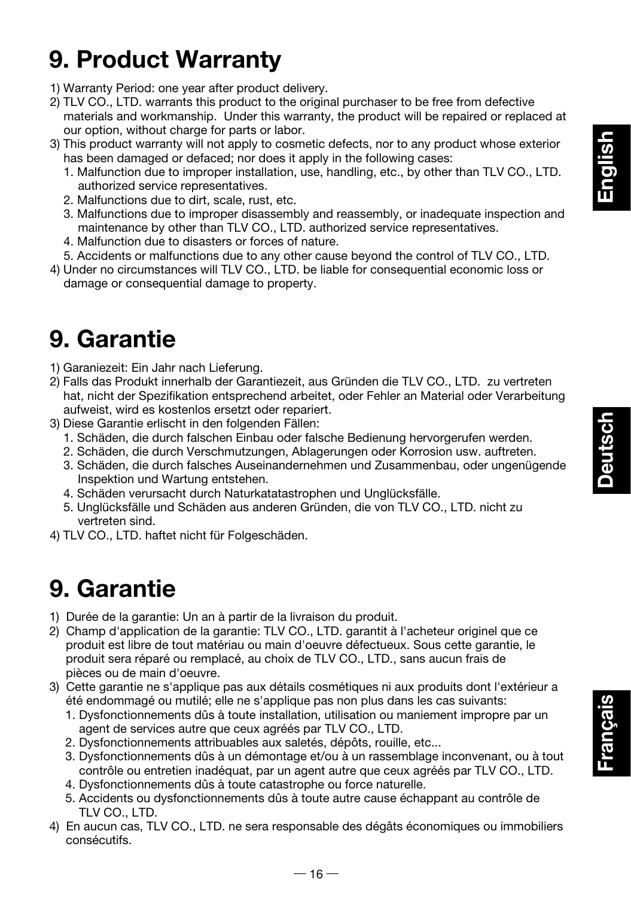# 9. Product Warranty

1) Warranty Period: one year after product delivery.
2) TLV CO., LTD. warrants this product to the original purchaser to be free from defective materials and workmanship. Under this warranty, the product will be repaired or replaced at our option, without charge for parts or labor.
3) This product warranty will not apply to cosmetic defects, nor to any product whose exterior has been damaged or defaced; nor does it apply in the following cases:
   1. Malfunction due to improper installation, use, handling, etc., by other than TLV CO., LTD. authorized service representatives.
   2. Malfunctions due to dirt, scale, rust, etc.
   3. Malfunctions due to improper disassembly and reassembly, or inadequate inspection and maintenance by other than TLV CO., LTD. authorized service representatives.
   4. Malfunction due to disasters or forces of nature.
   5. Accidents or malfunctions due to any other cause beyond the control of TLV CO., LTD.
4) Under no circumstances will TLV CO., LTD. be liable for consequential economic loss or damage or consequential damage to property.

# 9. Garantie

1) Garaniezeit: Ein Jahr nach Lieferung.
2) Falls das Produkt innerhalb der Garantiezeit, aus Gründen die TLV CO., LTD. zu vertreten hat, nicht der Spezifikation entsprechend arbeitet, oder Fehler an Material oder Verarbeitung aufweist, wird es kostenlos ersetzt oder repariert.
3) Diese Garantie erlischt in den folgenden Fällen:
   1. Schäden, die durch falschen Einbau oder falsche Bedienung hervorgerufen werden.
   2. Schäden, die durch Verschmutzungen, Ablagerungen oder Korrosion usw. auftreten.
   3. Schäden, die durch falsches Auseinandernehmen und Zusammenbau, oder ungenügende Inspektion und Wartung entstehen.
   4. Schäden verursacht durch Naturkatatastrophen und Unglücksfälle.
   5. Unglücksfälle und Schäden aus anderen Gründen, die von TLV CO., LTD. nicht zu vertreten sind.
4) TLV CO., LTD. haftet nicht für Folgeschäden.

# 9. Garantie

1) Durée de la garantie: Un an à partir de la livraison du produit.
2) Champ d'application de la garantie: TLV CO., LTD. garantit à l'acheteur originel que ce produit est libre de tout matériau ou main d'oeuvre défectueux. Sous cette garantie, le produit sera réparé ou remplacé, au choix de TLV CO., LTD., sans aucun frais de pièces ou de main d'oeuvre.
3) Cette garantie ne s'applique pas aux détails cosmétiques ni aux produits dont l'extérieur a été endommagé ou mutilé; elle ne s'applique pas non plus dans les cas suivants:
   1. Dysfonctionnements dûs à toute installation, utilisation ou maniement impropre par un agent de services autre que ceux agréés par TLV CO., LTD.
   2. Dysfonctionnements attribuables aux saletés, dépôts, rouille, etc...
   3. Dysfonctionnements dûs à un démontage et/ou à un rassemblage inconvenant, ou à tout contrôle ou entretien inadéquat, par un agent autre que ceux agréés par TLV CO., LTD.
   4. Dysfonctionnements dûs à toute catastrophe ou force naturelle.
   5. Accidents ou dysfonctionnements dûs à toute autre cause échappant au contrôle de TLV CO., LTD.
4) En aucun cas, TLV CO., LTD. ne sera responsable des dégâts économiques ou immobiliers consécutifs.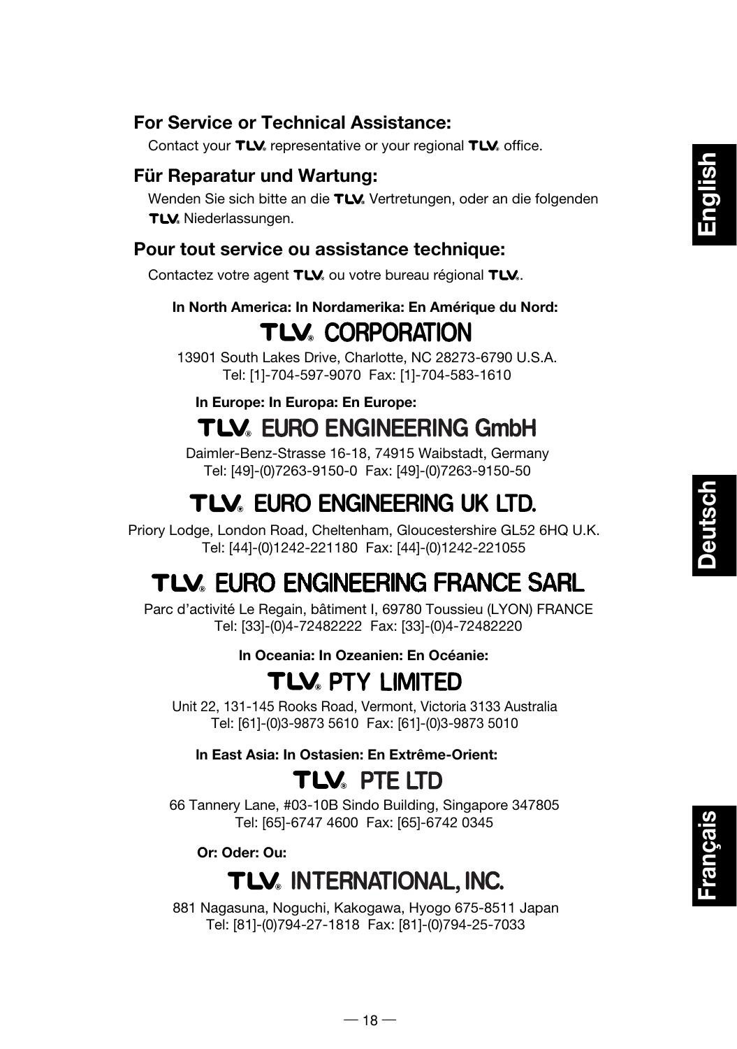### For Service or Technical Assistance:

Contact your TLV® representative or your regional TLV® office.

### Für Reparatur und Wartung:

Wenden Sie sich bitte an die TLV® Vertretungen, oder an die folgenden TLV® Niederlassungen.

### Pour tout service ou assistance technique:

Contactez votre agent TLV® ou votre bureau régional TLV®.

**In North America: In Nordamerika: En Amérique du Nord:**

## TLV® CORPORATION

13901 South Lakes Drive, Charlotte, NC 28273-6790 U.S.A.
Tel: [1]-704-597-9070 Fax: [1]-704-583-1610

**In Europe: In Europa: En Europe:**

## TLV® EURO ENGINEERING GmbH

Daimler-Benz-Strasse 16-18, 74915 Waibstadt, Germany
Tel: [49]-(0)7263-9150-0 Fax: [49]-(0)7263-9150-50

## TLV® EURO ENGINEERING UK LTD.

Priory Lodge, London Road, Cheltenham, Gloucestershire GL52 6HQ U.K.
Tel: [44]-(0)1242-221180 Fax: [44]-(0)1242-221055

## TLV® EURO ENGINEERING FRANCE SARL

Parc d'activité Le Regain, bâtiment I, 69780 Toussieu (LYON) FRANCE
Tel: [33]-(0)4-72482222 Fax: [33]-(0)4-72482220

**In Oceania: In Ozeanien: En Océanie:**

## TLV® PTY LIMITED

Unit 22, 131-145 Rooks Road, Vermont, Victoria 3133 Australia
Tel: [61]-(0)3-9873 5610 Fax: [61]-(0)3-9873 5010

**In East Asia: In Ostasien: En Extrême-Orient:**

## TLV® PTE LTD

66 Tannery Lane, #03-10B Sindo Building, Singapore 347805
Tel: [65]-6747 4600 Fax: [65]-6742 0345

**Or: Oder: Ou:**

## TLV® INTERNATIONAL, INC.

881 Nagasuna, Noguchi, Kakogawa, Hyogo 675-8511 Japan
Tel: [81]-(0)794-27-1818 Fax: [81]-(0)794-25-7033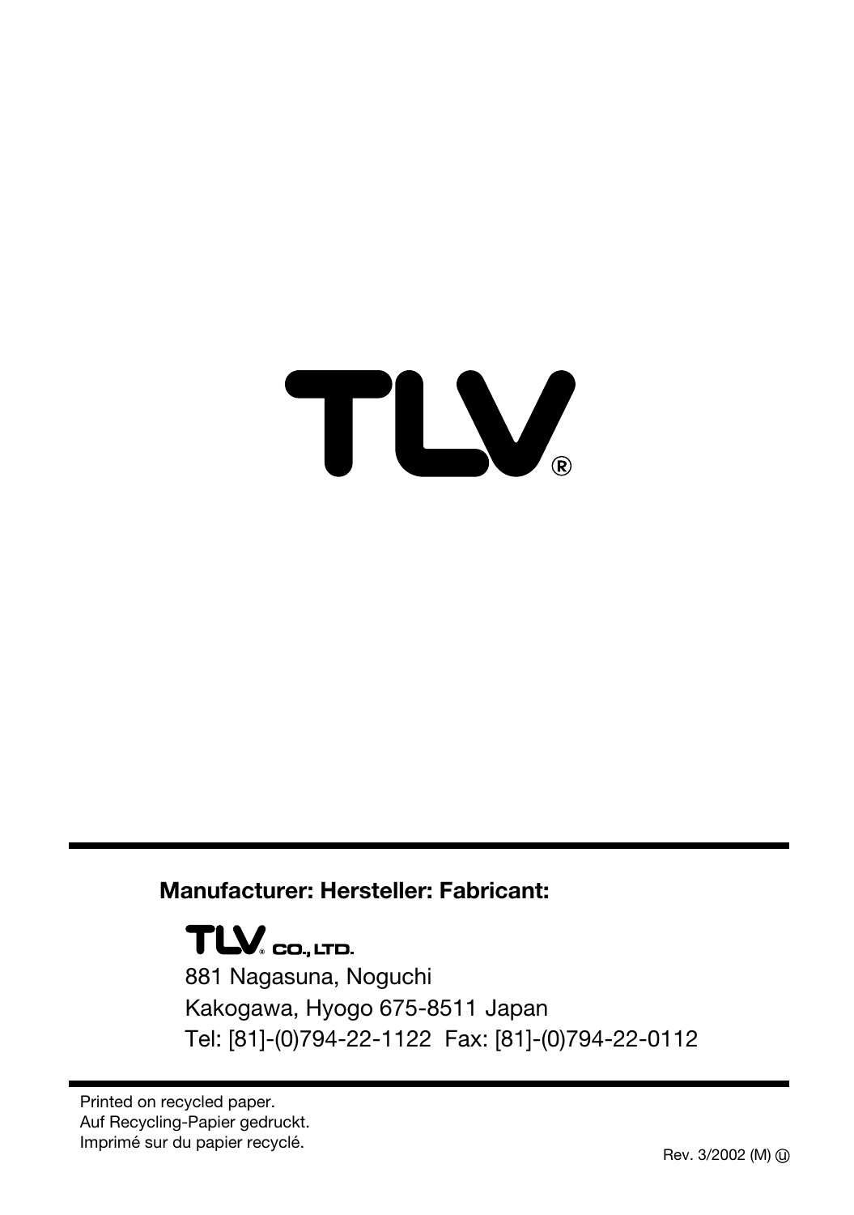TLV®

**Manufacturer: Hersteller: Fabricant:**

TLV® CO., LTD.

881 Nagasuna, Noguchi
Kakogawa, Hyogo 675-8511 Japan
Tel: [81]-(0)794-22-1122  Fax: [81]-(0)794-22-0112

Printed on recycled paper.
Auf Recycling-Papier gedruckt.
Imprimé sur du papier recyclé.

Rev. 3/2002 (M) Ⓤ